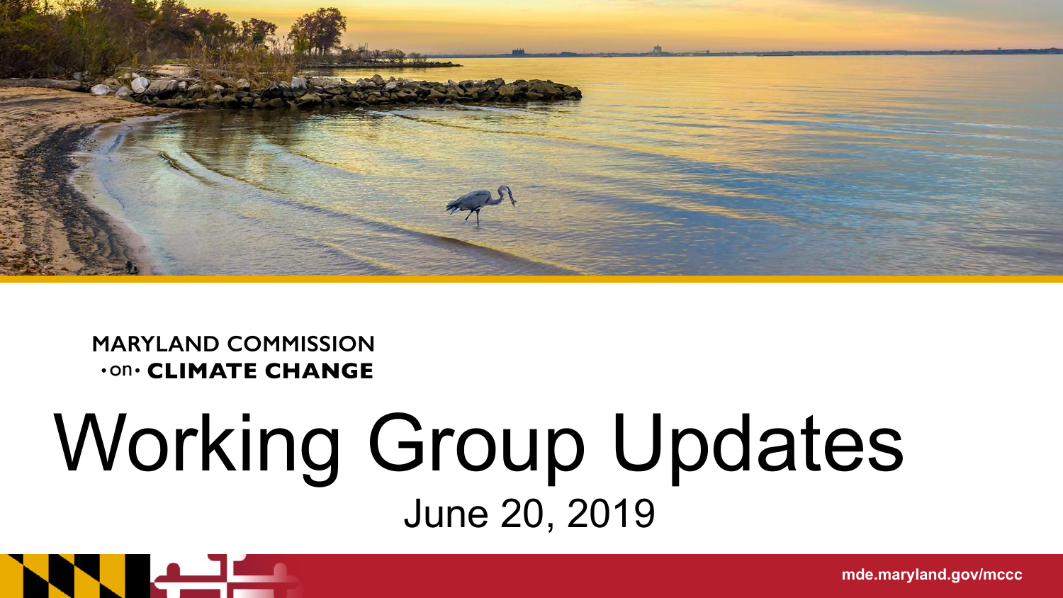MARYLAND COMMISSION
•on• CLIMATE CHANGE

# Working Group Updates

June 20, 2019

mde.maryland.gov/mccc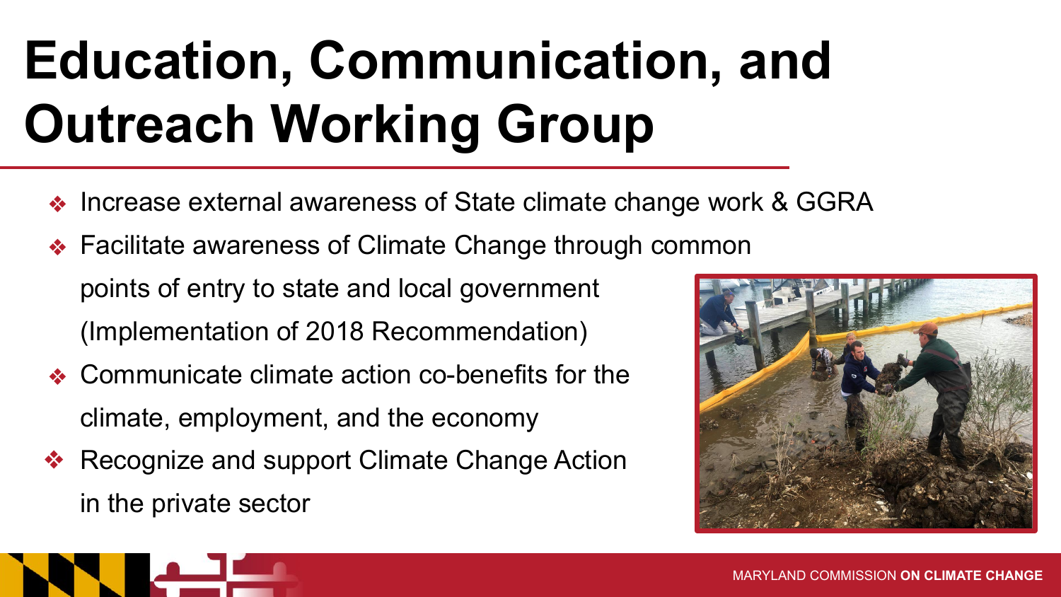# Education, Communication, and Outreach Working Group

- Increase external awareness of State climate change work & GGRA
- Facilitate awareness of Climate Change through common points of entry to state and local government (Implementation of 2018 Recommendation)
- Communicate climate action co-benefits for the climate, employment, and the economy
- Recognize and support Climate Change Action in the private sector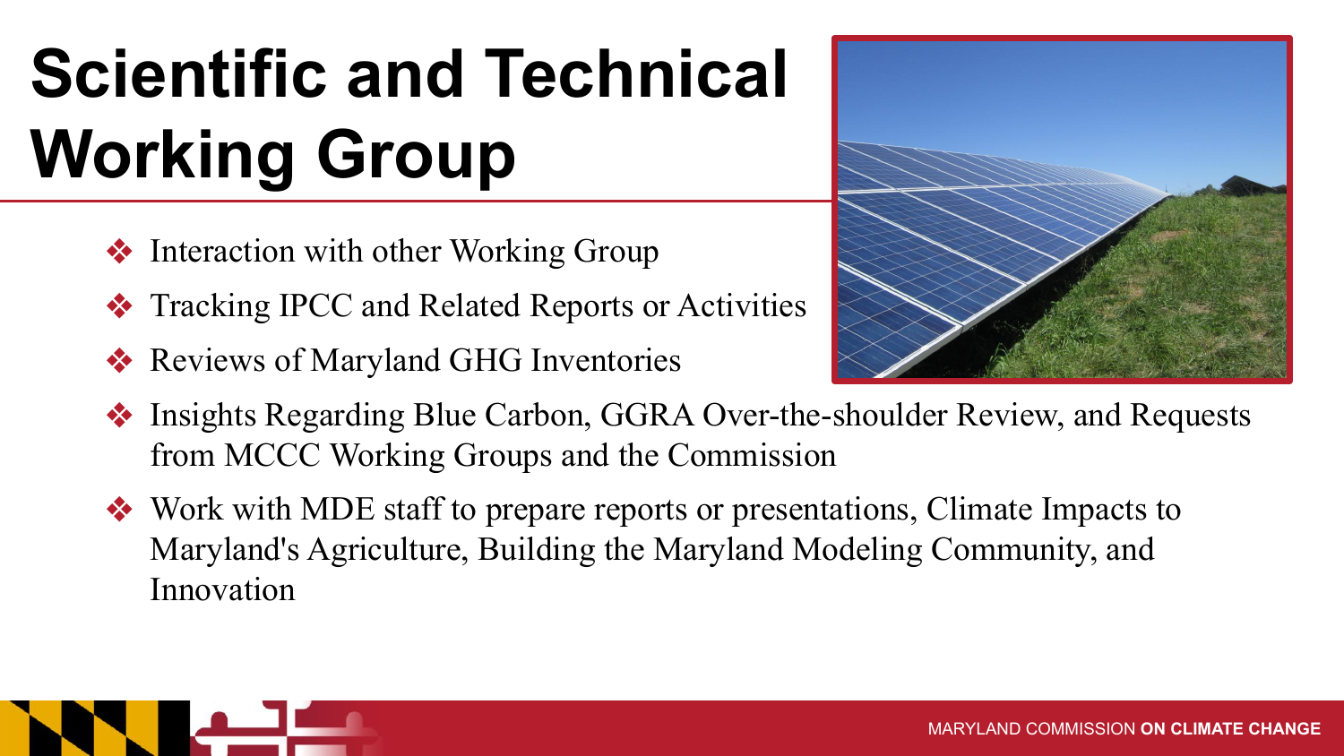# Scientific and Technical Working Group

- Interaction with other Working Group
- Tracking IPCC and Related Reports or Activities
- Reviews of Maryland GHG Inventories
- Insights Regarding Blue Carbon, GGRA Over-the-shoulder Review, and Requests from MCCC Working Groups and the Commission
- Work with MDE staff to prepare reports or presentations, Climate Impacts to Maryland's Agriculture, Building the Maryland Modeling Community, and Innovation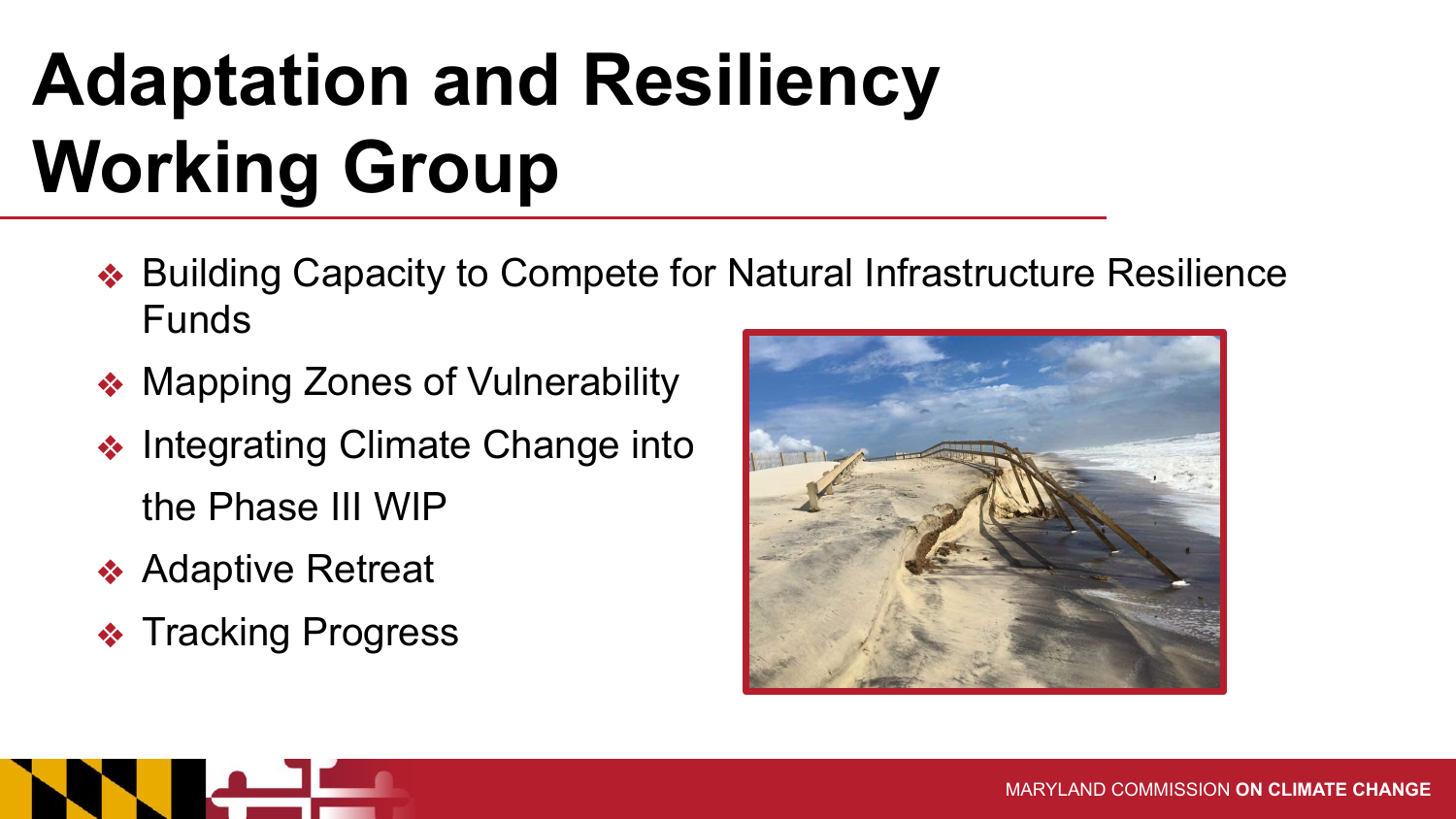# Adaptation and Resiliency Working Group

- Building Capacity to Compete for Natural Infrastructure Resilience Funds
- Mapping Zones of Vulnerability
- Integrating Climate Change into the Phase III WIP
- Adaptive Retreat
- Tracking Progress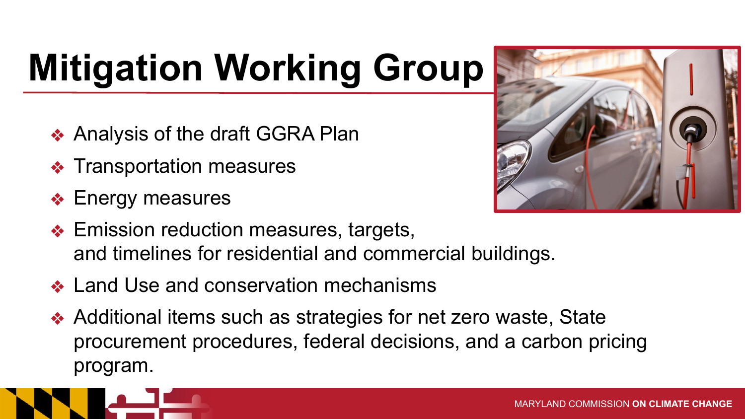# Mitigation Working Group

- Analysis of the draft GGRA Plan
- Transportation measures
- Energy measures
- Emission reduction measures, targets, and timelines for residential and commercial buildings.
- Land Use and conservation mechanisms
- Additional items such as strategies for net zero waste, State procurement procedures, federal decisions, and a carbon pricing program.